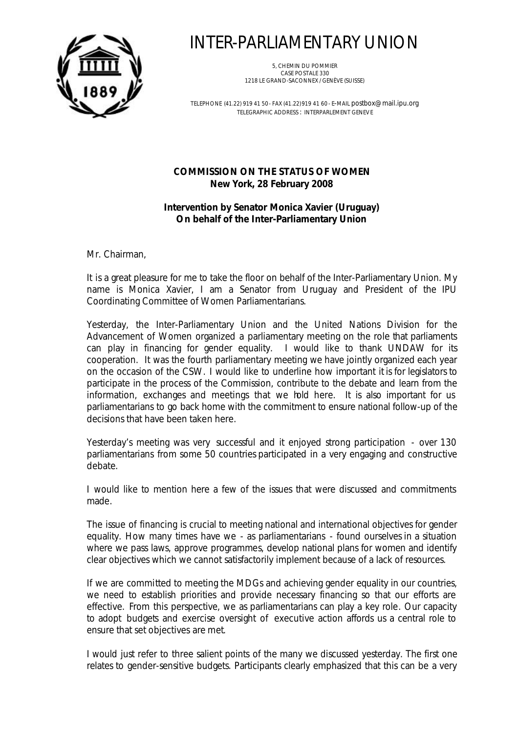# INTER-PARLIAMENTARY UNION

5, CHEMIN DU POMMIER
CASE POSTALE 330
1218 LE GRAND-SACONNEX / GENÈVE (SUISSE)

TELEPHONE (41.22) 919 41 50 - FAX (41.22) 919 41 60 - E-MAIL postbox@mail.ipu.org
TELEGRAPHIC ADDRESS : INTERPARLEMENT GENEVE

**COMMISSION ON THE STATUS OF WOMEN**
**New York, 28 February 2008**

**Intervention by Senator Monica Xavier (Uruguay)**
**On behalf of the Inter-Parliamentary Union**

Mr. Chairman,

It is a great pleasure for me to take the floor on behalf of the Inter-Parliamentary Union. My name is Monica Xavier, I am a Senator from Uruguay and President of the IPU Coordinating Committee of Women Parliamentarians.

Yesterday, the Inter-Parliamentary Union and the United Nations Division for the Advancement of Women organized a parliamentary meeting on the role that parliaments can play in financing for gender equality. I would like to thank UNDAW for its cooperation. It was the fourth parliamentary meeting we have jointly organized each year on the occasion of the CSW. I would like to underline how important it is for legislators to participate in the process of the Commission, contribute to the debate and learn from the information, exchanges and meetings that we hold here. It is also important for us parliamentarians to go back home with the commitment to ensure national follow-up of the decisions that have been taken here.

Yesterday's meeting was very successful and it enjoyed strong participation - over 130 parliamentarians from some 50 countries participated in a very engaging and constructive debate.

I would like to mention here a few of the issues that were discussed and commitments made.

The issue of financing is crucial to meeting national and international objectives for gender equality. How many times have we - as parliamentarians - found ourselves in a situation where we pass laws, approve programmes, develop national plans for women and identify clear objectives which we cannot satisfactorily implement because of a lack of resources.

If we are committed to meeting the MDGs and achieving gender equality in our countries, we need to establish priorities and provide necessary financing so that our efforts are effective. From this perspective, we as parliamentarians can play a key role. Our capacity to adopt budgets and exercise oversight of executive action affords us a central role to ensure that set objectives are met.

I would just refer to three salient points of the many we discussed yesterday. The first one relates to gender-sensitive budgets. Participants clearly emphasized that this can be a very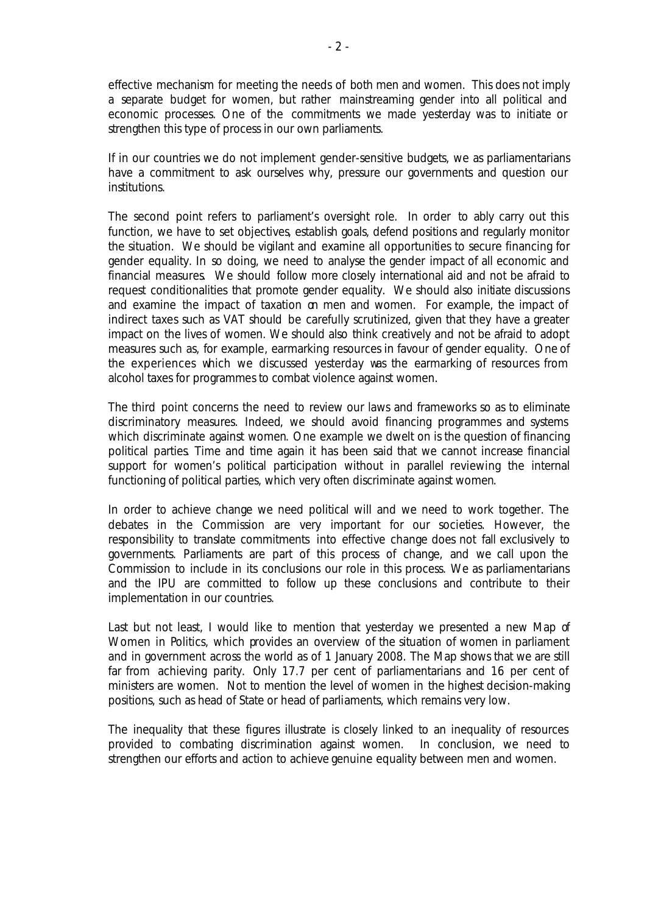effective mechanism for meeting the needs of both men and women. This does not imply a separate budget for women, but rather mainstreaming gender into all political and economic processes. One of the commitments we made yesterday was to initiate or strengthen this type of process in our own parliaments.

If in our countries we do not implement gender-sensitive budgets, we as parliamentarians have a commitment to ask ourselves why, pressure our governments and question our institutions.

The second point refers to parliament's oversight role. In order to ably carry out this function, we have to set objectives, establish goals, defend positions and regularly monitor the situation. We should be vigilant and examine all opportunities to secure financing for gender equality. In so doing, we need to analyse the gender impact of all economic and financial measures. We should follow more closely international aid and not be afraid to request conditionalities that promote gender equality. We should also initiate discussions and examine the impact of taxation on men and women. For example, the impact of indirect taxes such as VAT should be carefully scrutinized, given that they have a greater impact on the lives of women. We should also think creatively and not be afraid to adopt measures such as, for example, earmarking resources in favour of gender equality. One of the experiences which we discussed yesterday was the earmarking of resources from alcohol taxes for programmes to combat violence against women.

The third point concerns the need to review our laws and frameworks so as to eliminate discriminatory measures. Indeed, we should avoid financing programmes and systems which discriminate against women. One example we dwelt on is the question of financing political parties. Time and time again it has been said that we cannot increase financial support for women's political participation without in parallel reviewing the internal functioning of political parties, which very often discriminate against women.

In order to achieve change we need political will and we need to work together. The debates in the Commission are very important for our societies. However, the responsibility to translate commitments into effective change does not fall exclusively to governments. Parliaments are part of this process of change, and we call upon the Commission to include in its conclusions our role in this process. We as parliamentarians and the IPU are committed to follow up these conclusions and contribute to their implementation in our countries.

Last but not least, I would like to mention that yesterday we presented a new Map of Women in Politics, which provides an overview of the situation of women in parliament and in government across the world as of 1 January 2008. The Map shows that we are still far from achieving parity. Only 17.7 per cent of parliamentarians and 16 per cent of ministers are women. Not to mention the level of women in the highest decision-making positions, such as head of State or head of parliaments, which remains very low.

The inequality that these figures illustrate is closely linked to an inequality of resources provided to combating discrimination against women. In conclusion, we need to strengthen our efforts and action to achieve genuine equality between men and women.